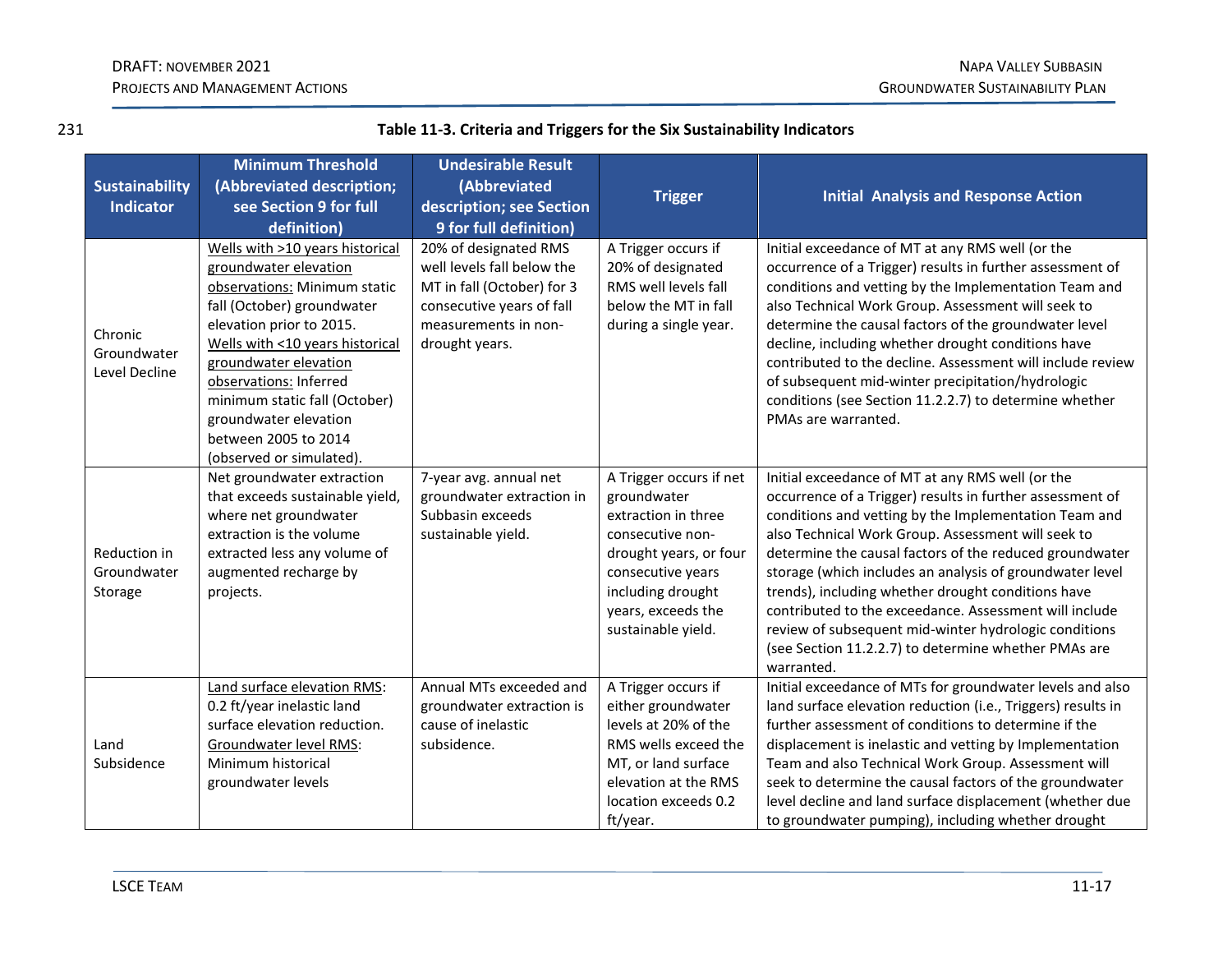231

**Table 11-3. Criteria and Triggers for the Six Sustainability Indicators**

| Sustainability Indicator | Minimum Threshold (Abbreviated description; see Section 9 for full definition) | Undesirable Result (Abbreviated description; see Section 9 for full definition) | Trigger | Initial Analysis and Response Action |
|---|---|---|---|---|
| Chronic Groundwater Level Decline | Wells with >10 years historical groundwater elevation observations: Minimum static fall (October) groundwater elevation prior to 2015. Wells with <10 years historical groundwater elevation observations: Inferred minimum static fall (October) groundwater elevation between 2005 to 2014 (observed or simulated). | 20% of designated RMS well levels fall below the MT in fall (October) for 3 consecutive years of fall measurements in non-drought years. | A Trigger occurs if 20% of designated RMS well levels fall below the MT in fall during a single year. | Initial exceedance of MT at any RMS well (or the occurrence of a Trigger) results in further assessment of conditions and vetting by the Implementation Team and also Technical Work Group. Assessment will seek to determine the causal factors of the groundwater level decline, including whether drought conditions have contributed to the decline. Assessment will include review of subsequent mid-winter precipitation/hydrologic conditions (see Section 11.2.2.7) to determine whether PMAs are warranted. |
| Reduction in Groundwater Storage | Net groundwater extraction that exceeds sustainable yield, where net groundwater extraction is the volume extracted less any volume of augmented recharge by projects. | 7-year avg. annual net groundwater extraction in Subbasin exceeds sustainable yield. | A Trigger occurs if net groundwater extraction in three consecutive non-drought years, or four consecutive years including drought years, exceeds the sustainable yield. | Initial exceedance of MT at any RMS well (or the occurrence of a Trigger) results in further assessment of conditions and vetting by the Implementation Team and also Technical Work Group. Assessment will seek to determine the causal factors of the reduced groundwater storage (which includes an analysis of groundwater level trends), including whether drought conditions have contributed to the exceedance. Assessment will include review of subsequent mid-winter hydrologic conditions (see Section 11.2.2.7) to determine whether PMAs are warranted. |
| Land Subsidence | Land surface elevation RMS: 0.2 ft/year inelastic land surface elevation reduction. Groundwater level RMS: Minimum historical groundwater levels | Annual MTs exceeded and groundwater extraction is cause of inelastic subsidence. | A Trigger occurs if either groundwater levels at 20% of the RMS wells exceed the MT, or land surface elevation at the RMS location exceeds 0.2 ft/year. | Initial exceedance of MTs for groundwater levels and also land surface elevation reduction (i.e., Triggers) results in further assessment of conditions to determine if the displacement is inelastic and vetting by Implementation Team and also Technical Work Group. Assessment will seek to determine the causal factors of the groundwater level decline and land surface displacement (whether due to groundwater pumping), including whether drought |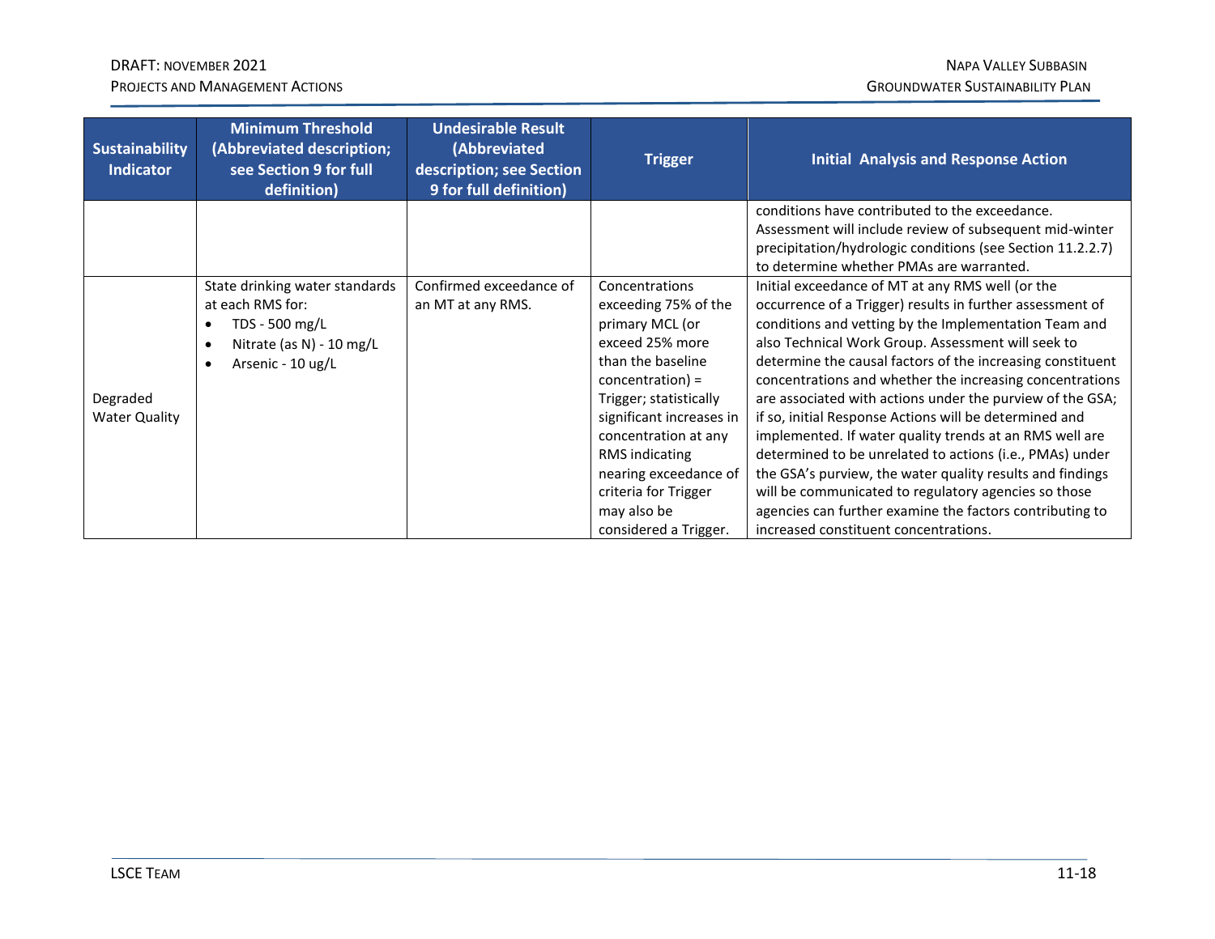| Sustainability Indicator | Minimum Threshold (Abbreviated description; see Section 9 for full definition) | Undesirable Result (Abbreviated description; see Section 9 for full definition) | Trigger | Initial Analysis and Response Action |
|---|---|---|---|---|
| | | | | conditions have contributed to the exceedance. Assessment will include review of subsequent mid-winter precipitation/hydrologic conditions (see Section 11.2.2.7) to determine whether PMAs are warranted. |
| Degraded Water Quality | State drinking water standards at each RMS for: <br>• TDS - 500 mg/L <br>• Nitrate (as N) - 10 mg/L <br>• Arsenic - 10 ug/L | Confirmed exceedance of an MT at any RMS. | Concentrations exceeding 75% of the primary MCL (or exceed 25% more than the baseline concentration) = Trigger; statistically significant increases in concentration at any RMS indicating nearing exceedance of criteria for Trigger may also be considered a Trigger. | Initial exceedance of MT at any RMS well (or the occurrence of a Trigger) results in further assessment of conditions and vetting by the Implementation Team and also Technical Work Group. Assessment will seek to determine the causal factors of the increasing constituent concentrations and whether the increasing concentrations are associated with actions under the purview of the GSA; if so, initial Response Actions will be determined and implemented. If water quality trends at an RMS well are determined to be unrelated to actions (i.e., PMAs) under the GSA's purview, the water quality results and findings will be communicated to regulatory agencies so those agencies can further examine the factors contributing to increased constituent concentrations. |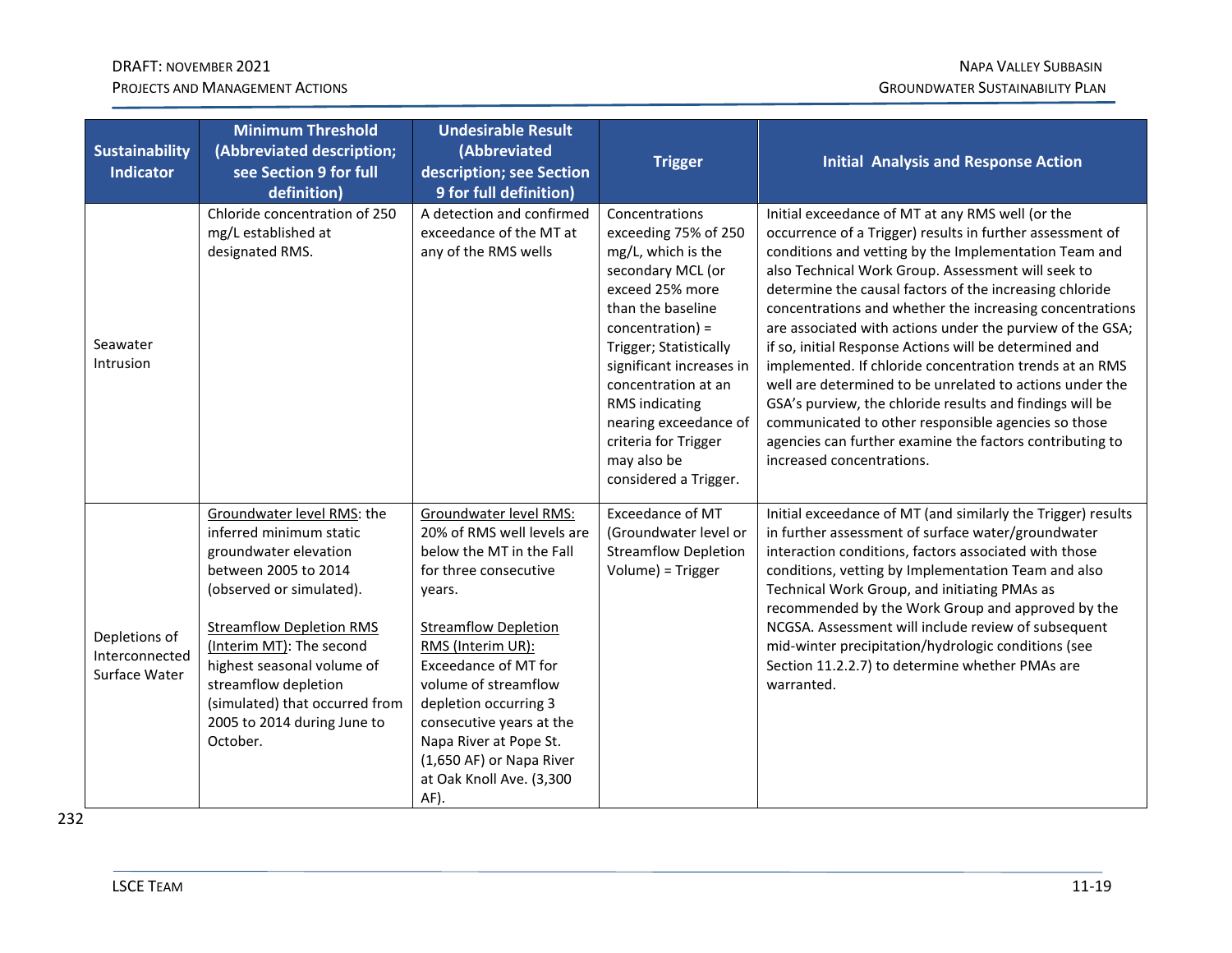| Sustainability Indicator | Minimum Threshold (Abbreviated description; see Section 9 for full definition) | Undesirable Result (Abbreviated description; see Section 9 for full definition) | Trigger | Initial Analysis and Response Action |
|---|---|---|---|---|
| Seawater Intrusion | Chloride concentration of 250 mg/L established at designated RMS. | A detection and confirmed exceedance of the MT at any of the RMS wells | Concentrations exceeding 75% of 250 mg/L, which is the secondary MCL (or exceed 25% more than the baseline concentration) = Trigger; Statistically significant increases in concentration at an RMS indicating nearing exceedance of criteria for Trigger may also be considered a Trigger. | Initial exceedance of MT at any RMS well (or the occurrence of a Trigger) results in further assessment of conditions and vetting by the Implementation Team and also Technical Work Group. Assessment will seek to determine the causal factors of the increasing chloride concentrations and whether the increasing concentrations are associated with actions under the purview of the GSA; if so, initial Response Actions will be determined and implemented. If chloride concentration trends at an RMS well are determined to be unrelated to actions under the GSA's purview, the chloride results and findings will be communicated to other responsible agencies so those agencies can further examine the factors contributing to increased concentrations. |
| Depletions of Interconnected Surface Water | <u>Groundwater level RMS</u>: the inferred minimum static groundwater elevation between 2005 to 2014 (observed or simulated).<br><br><u>Streamflow Depletion RMS (Interim MT)</u>: The second highest seasonal volume of streamflow depletion (simulated) that occurred from 2005 to 2014 during June to October. | <u>Groundwater level RMS:</u> 20% of RMS well levels are below the MT in the Fall for three consecutive years.<br><br><u>Streamflow Depletion RMS (Interim UR):</u> Exceedance of MT for volume of streamflow depletion occurring 3 consecutive years at the Napa River at Pope St. (1,650 AF) or Napa River at Oak Knoll Ave. (3,300 AF). | Exceedance of MT (Groundwater level or Streamflow Depletion Volume) = Trigger | Initial exceedance of MT (and similarly the Trigger) results in further assessment of surface water/groundwater interaction conditions, factors associated with those conditions, vetting by Implementation Team and also Technical Work Group, and initiating PMAs as recommended by the Work Group and approved by the NCGSA. Assessment will include review of subsequent mid-winter precipitation/hydrologic conditions (see Section 11.2.2.7) to determine whether PMAs are warranted. |